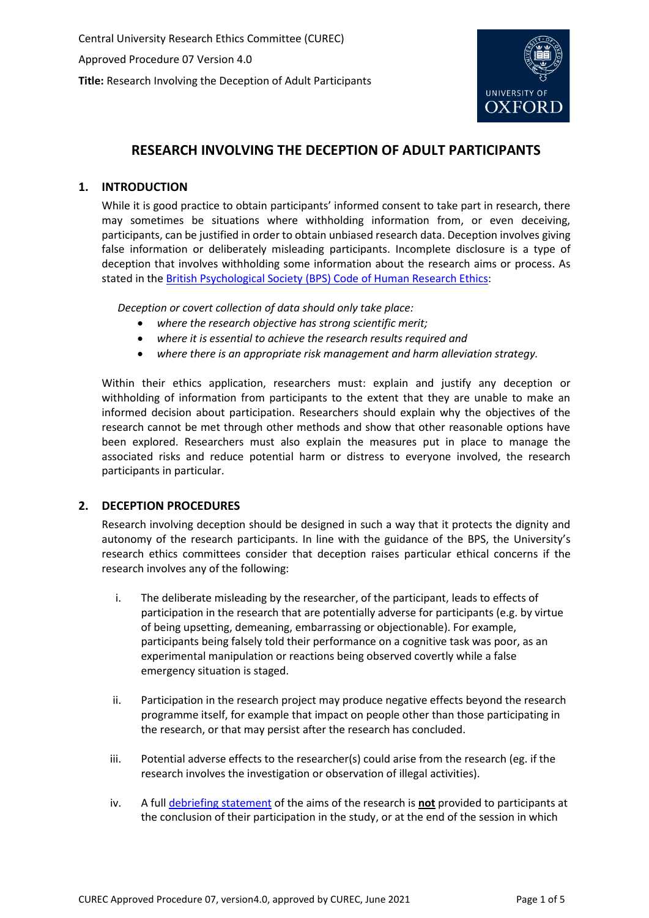Central University Research Ethics Committee (CUREC)

Approved Procedure 07 Version 4.0

**Title:** Research Involving the Deception of Adult Participants

# RESEARCH INVOLVING THE DECEPTION OF ADULT PARTICIPANTS

## 1. INTRODUCTION

While it is good practice to obtain participants' informed consent to take part in research, there may sometimes be situations where withholding information from, or even deceiving, participants, can be justified in order to obtain unbiased research data. Deception involves giving false information or deliberately misleading participants. Incomplete disclosure is a type of deception that involves withholding some information about the research aims or process. As stated in the British Psychological Society (BPS) Code of Human Research Ethics:

*Deception or covert collection of data should only take place:*

- *where the research objective has strong scientific merit;*
- *where it is essential to achieve the research results required and*
- *where there is an appropriate risk management and harm alleviation strategy.*

Within their ethics application, researchers must: explain and justify any deception or withholding of information from participants to the extent that they are unable to make an informed decision about participation. Researchers should explain why the objectives of the research cannot be met through other methods and show that other reasonable options have been explored. Researchers must also explain the measures put in place to manage the associated risks and reduce potential harm or distress to everyone involved, the research participants in particular.

## 2. DECEPTION PROCEDURES

Research involving deception should be designed in such a way that it protects the dignity and autonomy of the research participants. In line with the guidance of the BPS, the University's research ethics committees consider that deception raises particular ethical concerns if the research involves any of the following:

i. The deliberate misleading by the researcher, of the participant, leads to effects of participation in the research that are potentially adverse for participants (e.g. by virtue of being upsetting, demeaning, embarrassing or objectionable). For example, participants being falsely told their performance on a cognitive task was poor, as an experimental manipulation or reactions being observed covertly while a false emergency situation is staged.

ii. Participation in the research project may produce negative effects beyond the research programme itself, for example that impact on people other than those participating in the research, or that may persist after the research has concluded.

iii. Potential adverse effects to the researcher(s) could arise from the research (eg. if the research involves the investigation or observation of illegal activities).

iv. A full debriefing statement of the aims of the research is **not** provided to participants at the conclusion of their participation in the study, or at the end of the session in which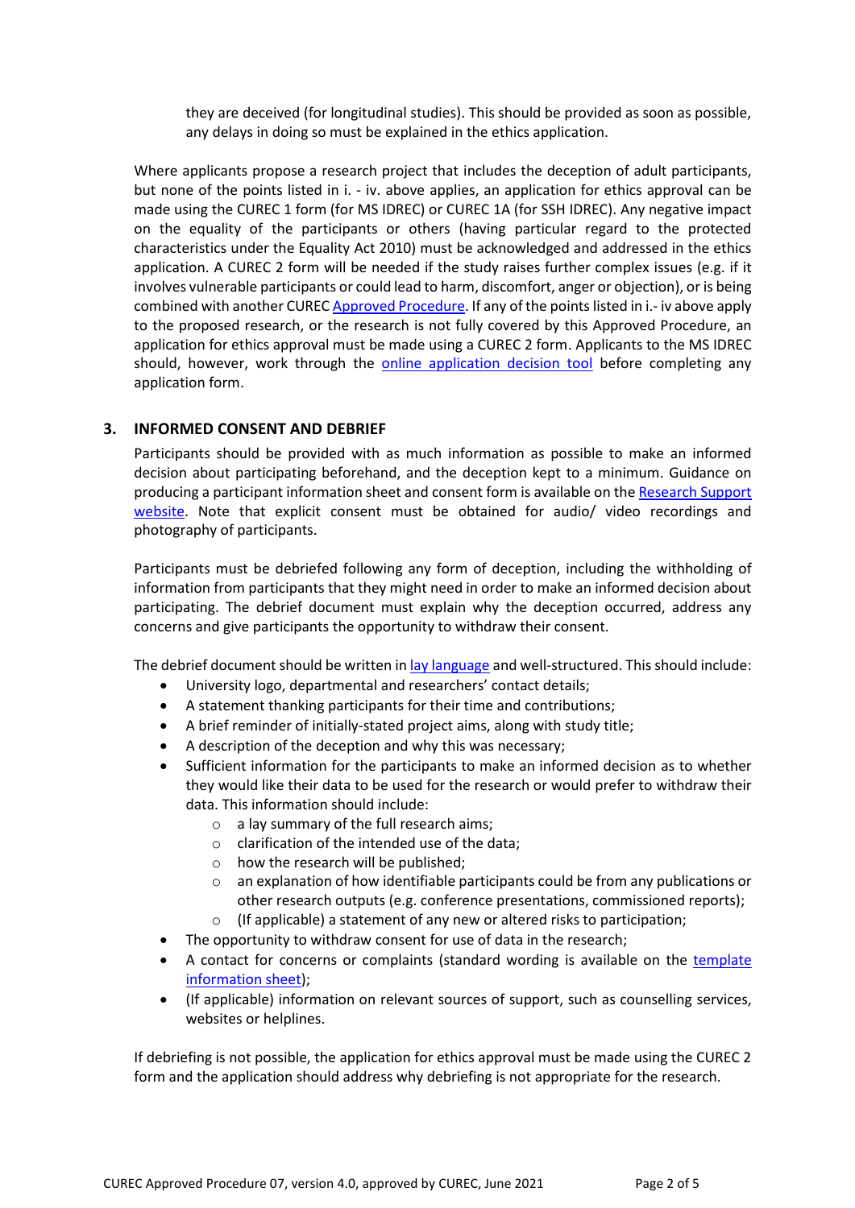they are deceived (for longitudinal studies). This should be provided as soon as possible, any delays in doing so must be explained in the ethics application.

Where applicants propose a research project that includes the deception of adult participants, but none of the points listed in i. - iv. above applies, an application for ethics approval can be made using the CUREC 1 form (for MS IDREC) or CUREC 1A (for SSH IDREC). Any negative impact on the equality of the participants or others (having particular regard to the protected characteristics under the Equality Act 2010) must be acknowledged and addressed in the ethics application. A CUREC 2 form will be needed if the study raises further complex issues (e.g. if it involves vulnerable participants or could lead to harm, discomfort, anger or objection), or is being combined with another CUREC Approved Procedure. If any of the points listed in i.- iv above apply to the proposed research, or the research is not fully covered by this Approved Procedure, an application for ethics approval must be made using a CUREC 2 form. Applicants to the MS IDREC should, however, work through the online application decision tool before completing any application form.

## 3. INFORMED CONSENT AND DEBRIEF

Participants should be provided with as much information as possible to make an informed decision about participating beforehand, and the deception kept to a minimum. Guidance on producing a participant information sheet and consent form is available on the Research Support website. Note that explicit consent must be obtained for audio/ video recordings and photography of participants.

Participants must be debriefed following any form of deception, including the withholding of information from participants that they might need in order to make an informed decision about participating. The debrief document must explain why the deception occurred, address any concerns and give participants the opportunity to withdraw their consent.

The debrief document should be written in lay language and well-structured. This should include:

- University logo, departmental and researchers' contact details;
- A statement thanking participants for their time and contributions;
- A brief reminder of initially-stated project aims, along with study title;
- A description of the deception and why this was necessary;
- Sufficient information for the participants to make an informed decision as to whether they would like their data to be used for the research or would prefer to withdraw their data. This information should include:
  - a lay summary of the full research aims;
  - clarification of the intended use of the data;
  - how the research will be published;
  - an explanation of how identifiable participants could be from any publications or other research outputs (e.g. conference presentations, commissioned reports);
  - (If applicable) a statement of any new or altered risks to participation;
- The opportunity to withdraw consent for use of data in the research;
- A contact for concerns or complaints (standard wording is available on the template information sheet);
- (If applicable) information on relevant sources of support, such as counselling services, websites or helplines.

If debriefing is not possible, the application for ethics approval must be made using the CUREC 2 form and the application should address why debriefing is not appropriate for the research.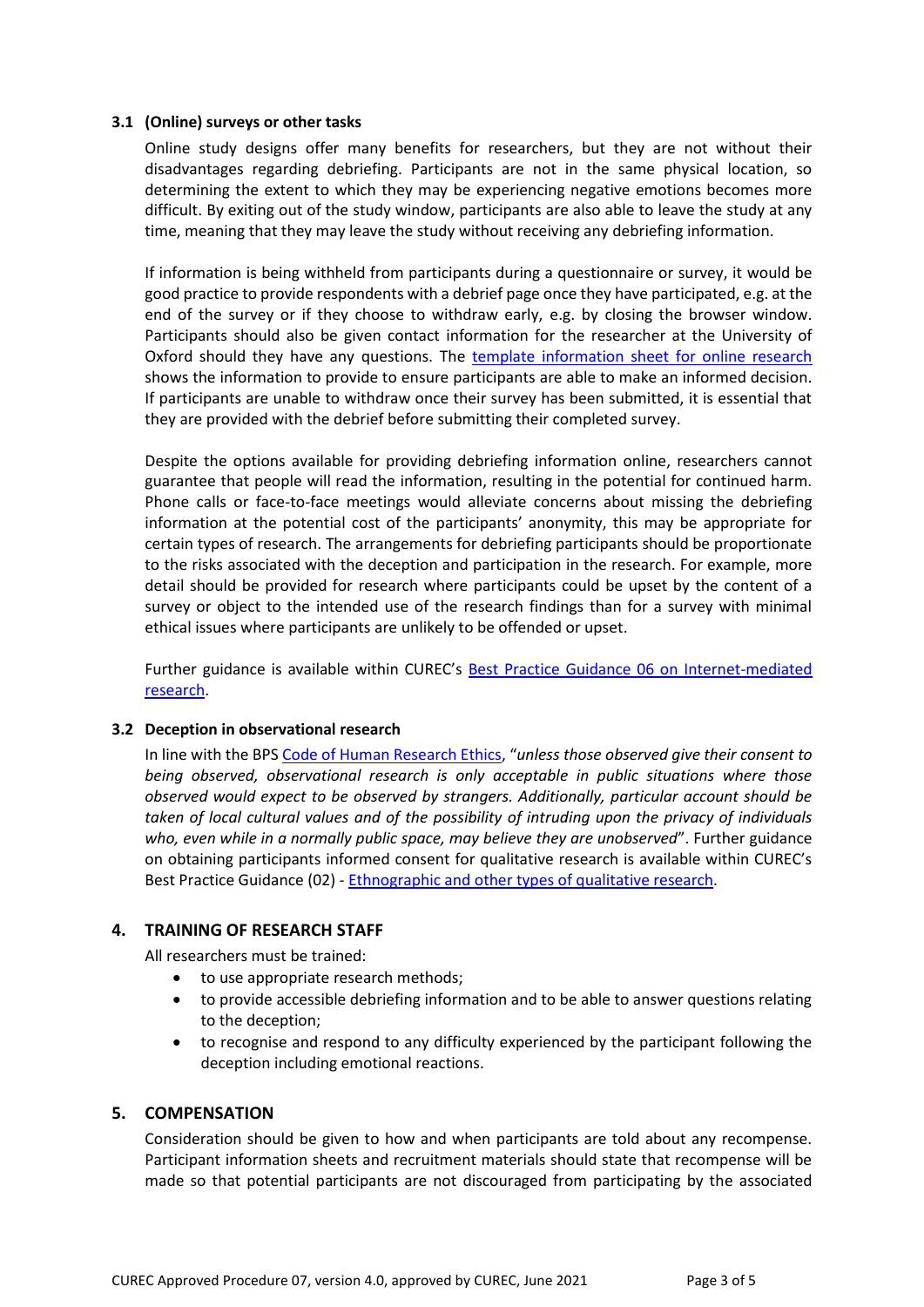### 3.1 (Online) surveys or other tasks

Online study designs offer many benefits for researchers, but they are not without their disadvantages regarding debriefing. Participants are not in the same physical location, so determining the extent to which they may be experiencing negative emotions becomes more difficult. By exiting out of the study window, participants are also able to leave the study at any time, meaning that they may leave the study without receiving any debriefing information.

If information is being withheld from participants during a questionnaire or survey, it would be good practice to provide respondents with a debrief page once they have participated, e.g. at the end of the survey or if they choose to withdraw early, e.g. by closing the browser window. Participants should also be given contact information for the researcher at the University of Oxford should they have any questions. The template information sheet for online research shows the information to provide to ensure participants are able to make an informed decision. If participants are unable to withdraw once their survey has been submitted, it is essential that they are provided with the debrief before submitting their completed survey.

Despite the options available for providing debriefing information online, researchers cannot guarantee that people will read the information, resulting in the potential for continued harm. Phone calls or face-to-face meetings would alleviate concerns about missing the debriefing information at the potential cost of the participants' anonymity, this may be appropriate for certain types of research. The arrangements for debriefing participants should be proportionate to the risks associated with the deception and participation in the research. For example, more detail should be provided for research where participants could be upset by the content of a survey or object to the intended use of the research findings than for a survey with minimal ethical issues where participants are unlikely to be offended or upset.

Further guidance is available within CUREC's Best Practice Guidance 06 on Internet-mediated research.

### 3.2 Deception in observational research

In line with the BPS Code of Human Research Ethics, "*unless those observed give their consent to being observed, observational research is only acceptable in public situations where those observed would expect to be observed by strangers. Additionally, particular account should be taken of local cultural values and of the possibility of intruding upon the privacy of individuals who, even while in a normally public space, may believe they are unobserved*". Further guidance on obtaining participants informed consent for qualitative research is available within CUREC's Best Practice Guidance (02) - Ethnographic and other types of qualitative research.

## 4. TRAINING OF RESEARCH STAFF

All researchers must be trained:

- to use appropriate research methods;
- to provide accessible debriefing information and to be able to answer questions relating to the deception;
- to recognise and respond to any difficulty experienced by the participant following the deception including emotional reactions.

## 5. COMPENSATION

Consideration should be given to how and when participants are told about any recompense. Participant information sheets and recruitment materials should state that recompense will be made so that potential participants are not discouraged from participating by the associated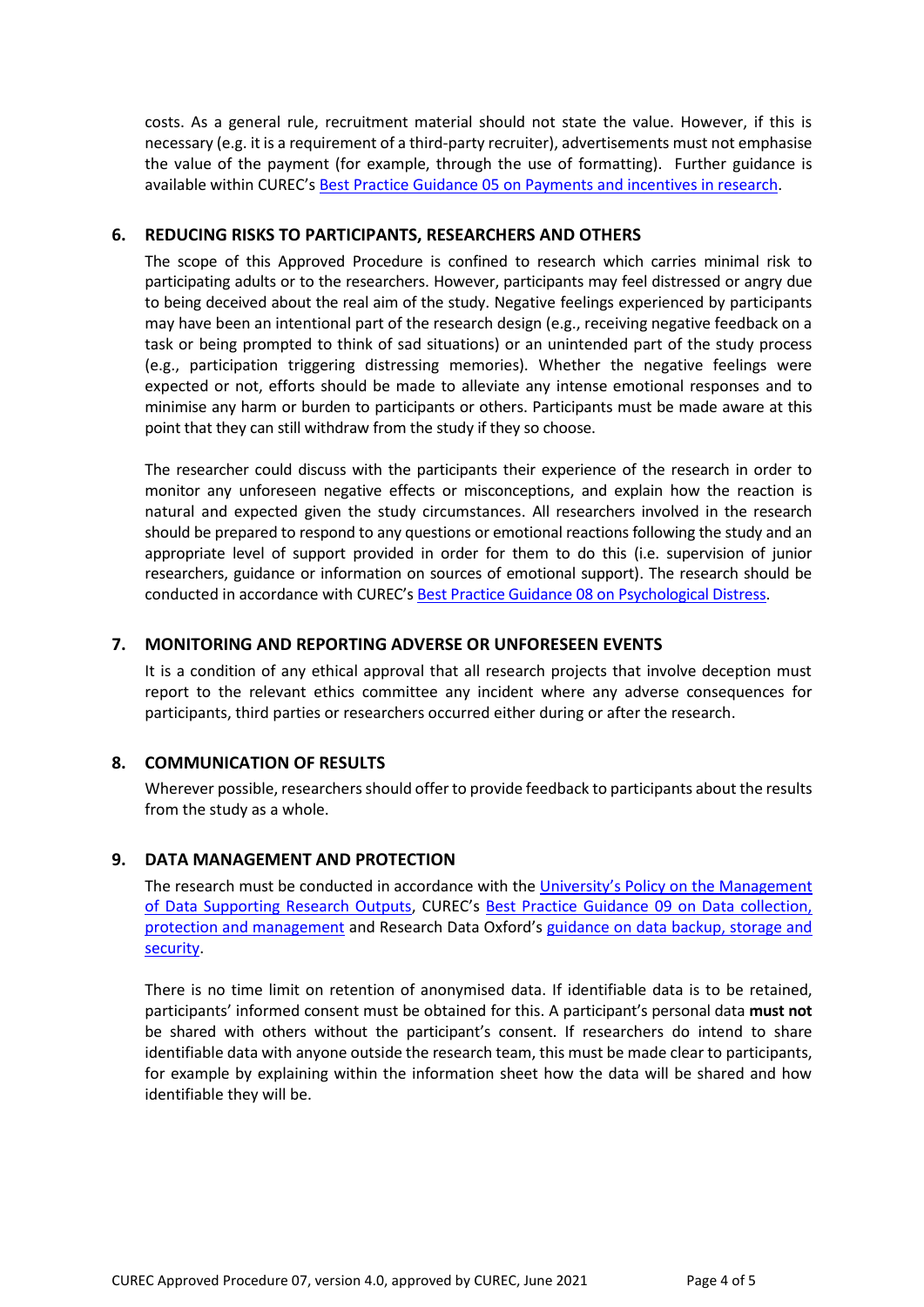costs. As a general rule, recruitment material should not state the value. However, if this is necessary (e.g. it is a requirement of a third-party recruiter), advertisements must not emphasise the value of the payment (for example, through the use of formatting). Further guidance is available within CUREC's Best Practice Guidance 05 on Payments and incentives in research.

## 6. REDUCING RISKS TO PARTICIPANTS, RESEARCHERS AND OTHERS

The scope of this Approved Procedure is confined to research which carries minimal risk to participating adults or to the researchers. However, participants may feel distressed or angry due to being deceived about the real aim of the study. Negative feelings experienced by participants may have been an intentional part of the research design (e.g., receiving negative feedback on a task or being prompted to think of sad situations) or an unintended part of the study process (e.g., participation triggering distressing memories). Whether the negative feelings were expected or not, efforts should be made to alleviate any intense emotional responses and to minimise any harm or burden to participants or others. Participants must be made aware at this point that they can still withdraw from the study if they so choose.

The researcher could discuss with the participants their experience of the research in order to monitor any unforeseen negative effects or misconceptions, and explain how the reaction is natural and expected given the study circumstances. All researchers involved in the research should be prepared to respond to any questions or emotional reactions following the study and an appropriate level of support provided in order for them to do this (i.e. supervision of junior researchers, guidance or information on sources of emotional support). The research should be conducted in accordance with CUREC's Best Practice Guidance 08 on Psychological Distress.

## 7. MONITORING AND REPORTING ADVERSE OR UNFORESEEN EVENTS

It is a condition of any ethical approval that all research projects that involve deception must report to the relevant ethics committee any incident where any adverse consequences for participants, third parties or researchers occurred either during or after the research.

## 8. COMMUNICATION OF RESULTS

Wherever possible, researchers should offer to provide feedback to participants about the results from the study as a whole.

## 9. DATA MANAGEMENT AND PROTECTION

The research must be conducted in accordance with the University's Policy on the Management of Data Supporting Research Outputs, CUREC's Best Practice Guidance 09 on Data collection, protection and management and Research Data Oxford's guidance on data backup, storage and security.

There is no time limit on retention of anonymised data. If identifiable data is to be retained, participants' informed consent must be obtained for this. A participant's personal data **must not** be shared with others without the participant's consent. If researchers do intend to share identifiable data with anyone outside the research team, this must be made clear to participants, for example by explaining within the information sheet how the data will be shared and how identifiable they will be.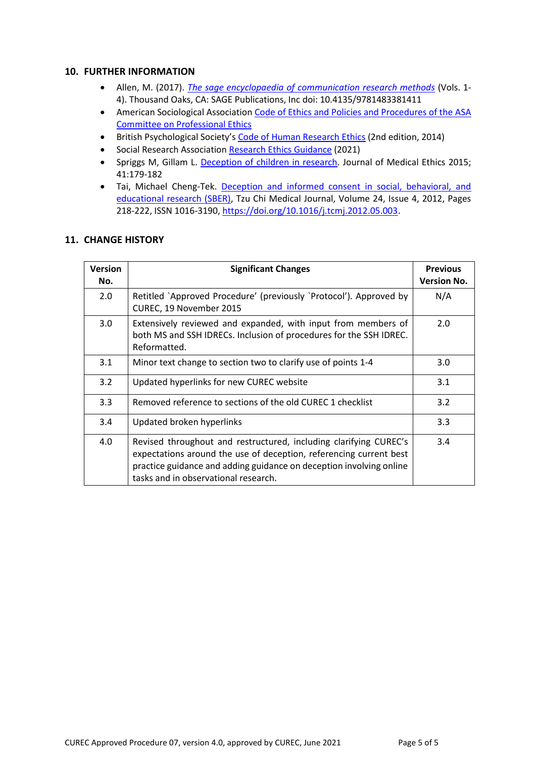## 10. FURTHER INFORMATION

- Allen, M. (2017). *The sage encyclopaedia of communication research methods* (Vols. 1-4). Thousand Oaks, CA: SAGE Publications, Inc doi: 10.4135/9781483381411
- American Sociological Association Code of Ethics and Policies and Procedures of the ASA Committee on Professional Ethics
- British Psychological Society's Code of Human Research Ethics (2nd edition, 2014)
- Social Research Association Research Ethics Guidance (2021)
- Spriggs M, Gillam L. Deception of children in research. Journal of Medical Ethics 2015; 41:179-182
- Tai, Michael Cheng-Tek. Deception and informed consent in social, behavioral, and educational research (SBER), Tzu Chi Medical Journal, Volume 24, Issue 4, 2012, Pages 218-222, ISSN 1016-3190, https://doi.org/10.1016/j.tcmj.2012.05.003.

## 11. CHANGE HISTORY

| Version No. | Significant Changes | Previous Version No. |
|---|---|---|
| 2.0 | Retitled `Approved Procedure' (previously `Protocol'). Approved by CUREC, 19 November 2015 | N/A |
| 3.0 | Extensively reviewed and expanded, with input from members of both MS and SSH IDRECs. Inclusion of procedures for the SSH IDREC. Reformatted. | 2.0 |
| 3.1 | Minor text change to section two to clarify use of points 1-4 | 3.0 |
| 3.2 | Updated hyperlinks for new CUREC website | 3.1 |
| 3.3 | Removed reference to sections of the old CUREC 1 checklist | 3.2 |
| 3.4 | Updated broken hyperlinks | 3.3 |
| 4.0 | Revised throughout and restructured, including clarifying CUREC's expectations around the use of deception, referencing current best practice guidance and adding guidance on deception involving online tasks and in observational research. | 3.4 |